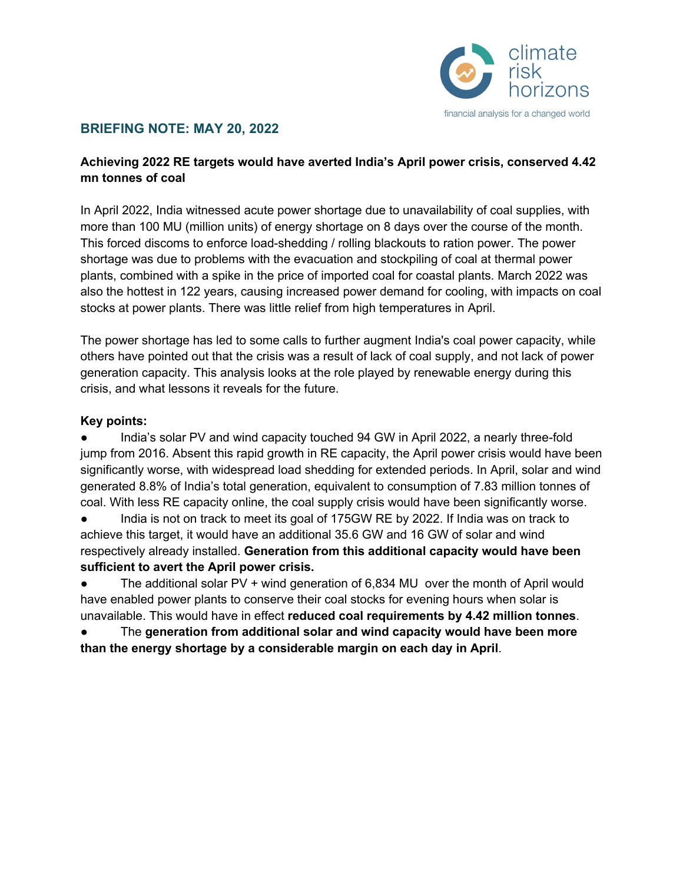climate risk horizons

financial analysis for a changed world

## BRIEFING NOTE: MAY 20, 2022

**Achieving 2022 RE targets would have averted India's April power crisis, conserved 4.42 mn tonnes of coal**

In April 2022, India witnessed acute power shortage due to unavailability of coal supplies, with more than 100 MU (million units) of energy shortage on 8 days over the course of the month. This forced discoms to enforce load-shedding / rolling blackouts to ration power. The power shortage was due to problems with the evacuation and stockpiling of coal at thermal power plants, combined with a spike in the price of imported coal for coastal plants. March 2022 was also the hottest in 122 years, causing increased power demand for cooling, with impacts on coal stocks at power plants. There was little relief from high temperatures in April.

The power shortage has led to some calls to further augment India's coal power capacity, while others have pointed out that the crisis was a result of lack of coal supply, and not lack of power generation capacity. This analysis looks at the role played by renewable energy during this crisis, and what lessons it reveals for the future.

**Key points:**

- India's solar PV and wind capacity touched 94 GW in April 2022, a nearly three-fold jump from 2016. Absent this rapid growth in RE capacity, the April power crisis would have been significantly worse, with widespread load shedding for extended periods. In April, solar and wind generated 8.8% of India's total generation, equivalent to consumption of 7.83 million tonnes of coal. With less RE capacity online, the coal supply crisis would have been significantly worse.
- India is not on track to meet its goal of 175GW RE by 2022. If India was on track to achieve this target, it would have an additional 35.6 GW and 16 GW of solar and wind respectively already installed. **Generation from this additional capacity would have been sufficient to avert the April power crisis.**
- The additional solar PV + wind generation of 6,834 MU over the month of April would have enabled power plants to conserve their coal stocks for evening hours when solar is unavailable. This would have in effect **reduced coal requirements by 4.42 million tonnes**.
- The **generation from additional solar and wind capacity would have been more than the energy shortage by a considerable margin on each day in April**.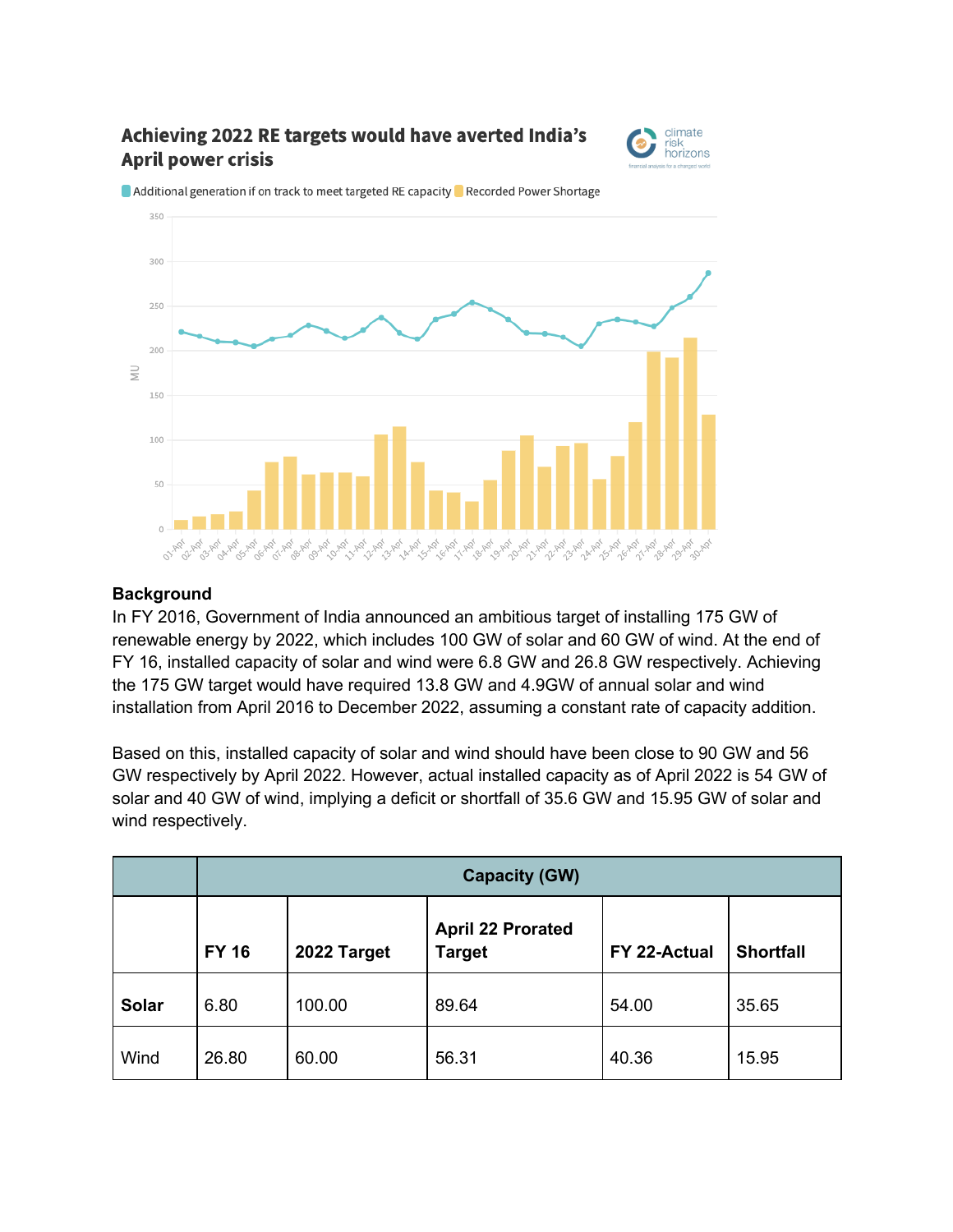## Achieving 2022 RE targets would have averted India's April power crisis

Additional generation if on track to meet targeted RE capacity | Recorded Power Shortage

### Background

In FY 2016, Government of India announced an ambitious target of installing 175 GW of renewable energy by 2022, which includes 100 GW of solar and 60 GW of wind. At the end of FY 16, installed capacity of solar and wind were 6.8 GW and 26.8 GW respectively. Achieving the 175 GW target would have required 13.8 GW and 4.9GW of annual solar and wind installation from April 2016 to December 2022, assuming a constant rate of capacity addition.

Based on this, installed capacity of solar and wind should have been close to 90 GW and 56 GW respectively by April 2022. However, actual installed capacity as of April 2022 is 54 GW of solar and 40 GW of wind, implying a deficit or shortfall of 35.6 GW and 15.95 GW of solar and wind respectively.

| | Capacity (GW) | | | | |
|---|---|---|---|---|---|
| | **FY 16** | **2022 Target** | **April 22 Prorated Target** | **FY 22-Actual** | **Shortfall** |
| **Solar** | 6.80 | 100.00 | 89.64 | 54.00 | 35.65 |
| Wind | 26.80 | 60.00 | 56.31 | 40.36 | 15.95 |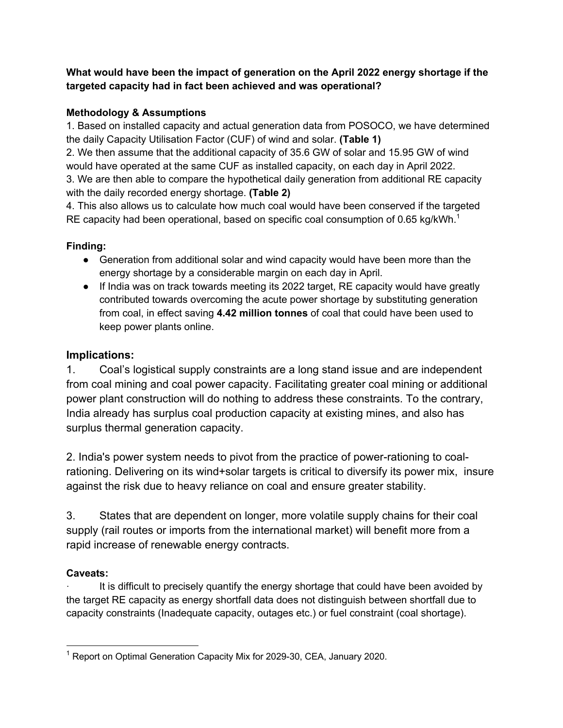**What would have been the impact of generation on the April 2022 energy shortage if the targeted capacity had in fact been achieved and was operational?**

**Methodology & Assumptions**

1. Based on installed capacity and actual generation data from POSOCO, we have determined the daily Capacity Utilisation Factor (CUF) of wind and solar. **(Table 1)**
2. We then assume that the additional capacity of 35.6 GW of solar and 15.95 GW of wind would have operated at the same CUF as installed capacity, on each day in April 2022.
3. We are then able to compare the hypothetical daily generation from additional RE capacity with the daily recorded energy shortage. **(Table 2)**
4. This also allows us to calculate how much coal would have been conserved if the targeted RE capacity had been operational, based on specific coal consumption of 0.65 kg/kWh.[1]

**Finding:**

- Generation from additional solar and wind capacity would have been more than the energy shortage by a considerable margin on each day in April.
- If India was on track towards meeting its 2022 target, RE capacity would have greatly contributed towards overcoming the acute power shortage by substituting generation from coal, in effect saving **4.42 million tonnes** of coal that could have been used to keep power plants online.

## Implications:

1. Coal's logistical supply constraints are a long stand issue and are independent from coal mining and coal power capacity. Facilitating greater coal mining or additional power plant construction will do nothing to address these constraints. To the contrary, India already has surplus coal production capacity at existing mines, and also has surplus thermal generation capacity.

2. India's power system needs to pivot from the practice of power-rationing to coal-rationing. Delivering on its wind+solar targets is critical to diversify its power mix, insure against the risk due to heavy reliance on coal and ensure greater stability.

3. States that are dependent on longer, more volatile supply chains for their coal supply (rail routes or imports from the international market) will benefit more from a rapid increase of renewable energy contracts.

**Caveats:**

· It is difficult to precisely quantify the energy shortage that could have been avoided by the target RE capacity as energy shortfall data does not distinguish between shortfall due to capacity constraints (Inadequate capacity, outages etc.) or fuel constraint (coal shortage).

[1] Report on Optimal Generation Capacity Mix for 2029-30, CEA, January 2020.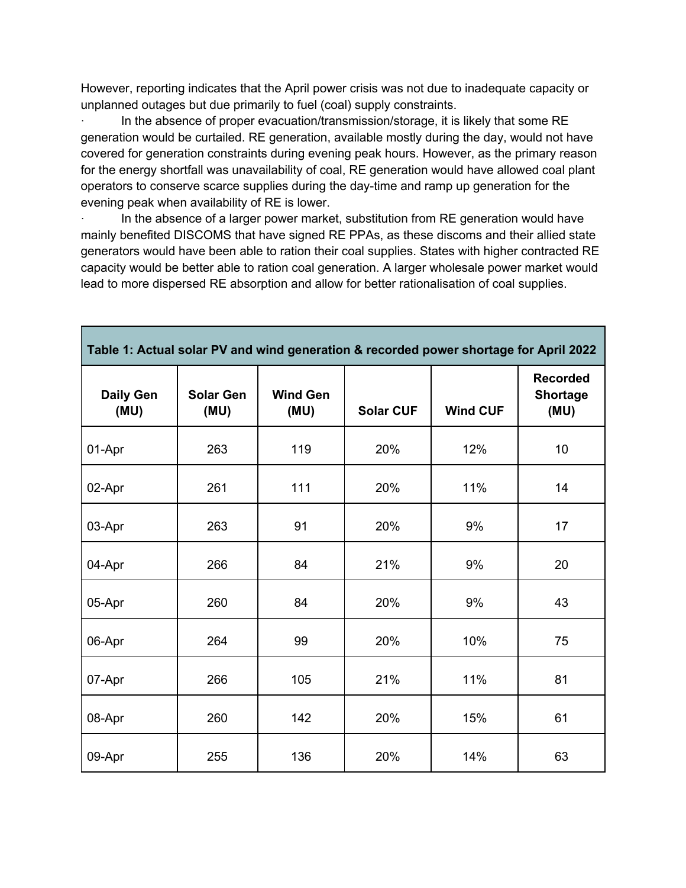However, reporting indicates that the April power crisis was not due to inadequate capacity or unplanned outages but due primarily to fuel (coal) supply constraints.

- In the absence of proper evacuation/transmission/storage, it is likely that some RE generation would be curtailed. RE generation, available mostly during the day, would not have covered for generation constraints during evening peak hours. However, as the primary reason for the energy shortfall was unavailability of coal, RE generation would have allowed coal plant operators to conserve scarce supplies during the day-time and ramp up generation for the evening peak when availability of RE is lower.
- In the absence of a larger power market, substitution from RE generation would have mainly benefited DISCOMS that have signed RE PPAs, as these discoms and their allied state generators would have been able to ration their coal supplies. States with higher contracted RE capacity would be better able to ration coal generation. A larger wholesale power market would lead to more dispersed RE absorption and allow for better rationalisation of coal supplies.

**Table 1: Actual solar PV and wind generation & recorded power shortage for April 2022**

| Daily Gen (MU) | Solar Gen (MU) | Wind Gen (MU) | Solar CUF | Wind CUF | Recorded Shortage (MU) |
|---|---|---|---|---|---|
| 01-Apr | 263 | 119 | 20% | 12% | 10 |
| 02-Apr | 261 | 111 | 20% | 11% | 14 |
| 03-Apr | 263 | 91 | 20% | 9% | 17 |
| 04-Apr | 266 | 84 | 21% | 9% | 20 |
| 05-Apr | 260 | 84 | 20% | 9% | 43 |
| 06-Apr | 264 | 99 | 20% | 10% | 75 |
| 07-Apr | 266 | 105 | 21% | 11% | 81 |
| 08-Apr | 260 | 142 | 20% | 15% | 61 |
| 09-Apr | 255 | 136 | 20% | 14% | 63 |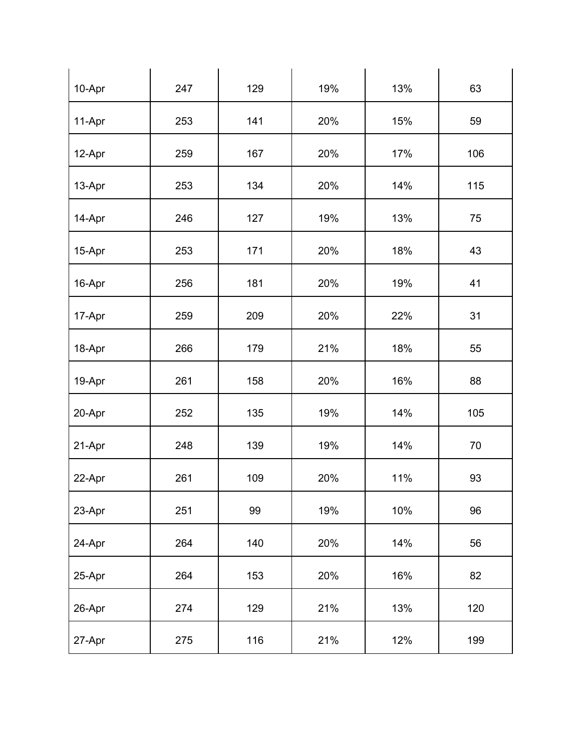| | | | | | |
|---|---|---|---|---|---|
| 10-Apr | 247 | 129 | 19% | 13% | 63 |
| 11-Apr | 253 | 141 | 20% | 15% | 59 |
| 12-Apr | 259 | 167 | 20% | 17% | 106 |
| 13-Apr | 253 | 134 | 20% | 14% | 115 |
| 14-Apr | 246 | 127 | 19% | 13% | 75 |
| 15-Apr | 253 | 171 | 20% | 18% | 43 |
| 16-Apr | 256 | 181 | 20% | 19% | 41 |
| 17-Apr | 259 | 209 | 20% | 22% | 31 |
| 18-Apr | 266 | 179 | 21% | 18% | 55 |
| 19-Apr | 261 | 158 | 20% | 16% | 88 |
| 20-Apr | 252 | 135 | 19% | 14% | 105 |
| 21-Apr | 248 | 139 | 19% | 14% | 70 |
| 22-Apr | 261 | 109 | 20% | 11% | 93 |
| 23-Apr | 251 | 99 | 19% | 10% | 96 |
| 24-Apr | 264 | 140 | 20% | 14% | 56 |
| 25-Apr | 264 | 153 | 20% | 16% | 82 |
| 26-Apr | 274 | 129 | 21% | 13% | 120 |
| 27-Apr | 275 | 116 | 21% | 12% | 199 |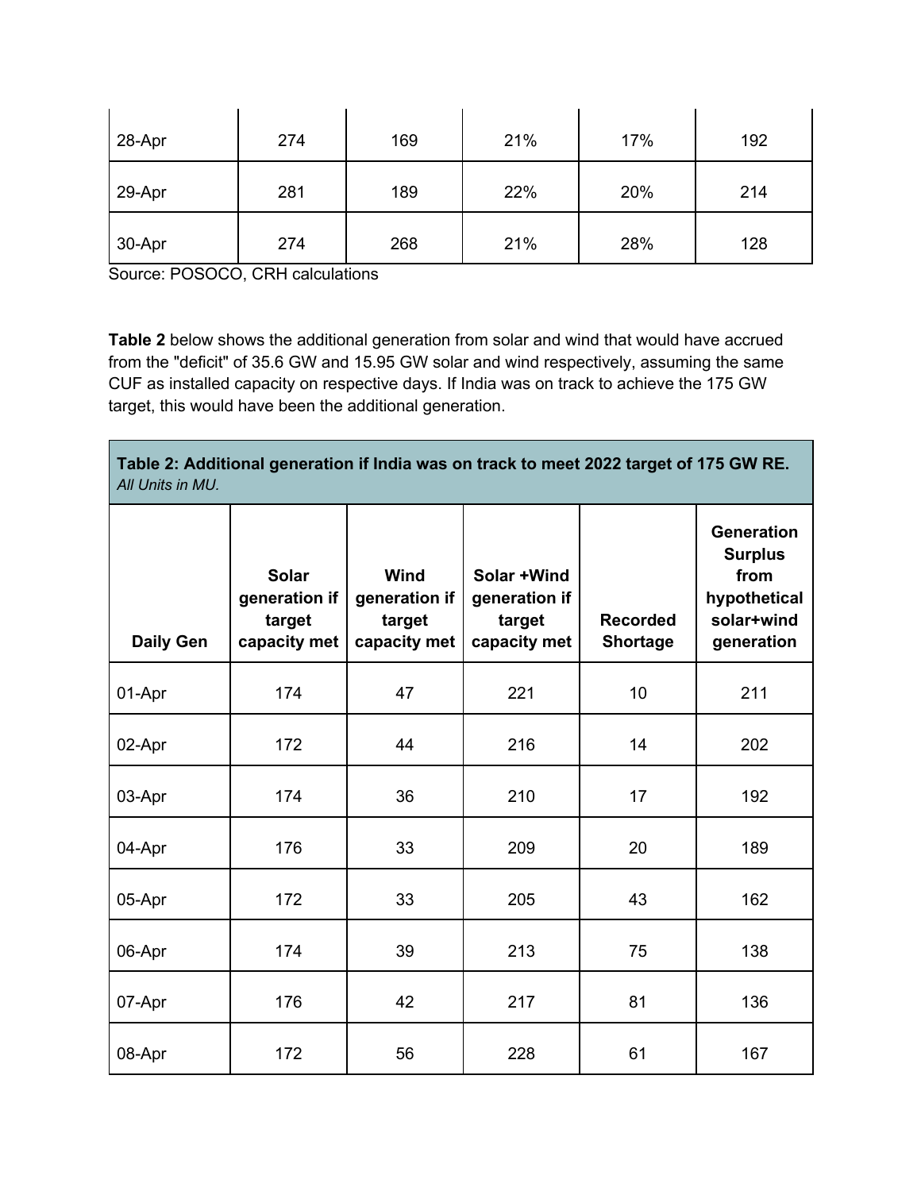| | | | | | |
|---|---|---|---|---|---|
| 28-Apr | 274 | 169 | 21% | 17% | 192 |
| 29-Apr | 281 | 189 | 22% | 20% | 214 |
| 30-Apr | 274 | 268 | 21% | 28% | 128 |

Source: POSOCO, CRH calculations

**Table 2** below shows the additional generation from solar and wind that would have accrued from the "deficit" of 35.6 GW and 15.95 GW solar and wind respectively, assuming the same CUF as installed capacity on respective days. If India was on track to achieve the 175 GW target, this would have been the additional generation.

**Table 2: Additional generation if India was on track to meet 2022 target of 175 GW RE.**
*All Units in MU.*

| Daily Gen | Solar generation if target capacity met | Wind generation if target capacity met | Solar +Wind generation if target capacity met | Recorded Shortage | Generation Surplus from hypothetical solar+wind generation |
|---|---|---|---|---|---|
| 01-Apr | 174 | 47 | 221 | 10 | 211 |
| 02-Apr | 172 | 44 | 216 | 14 | 202 |
| 03-Apr | 174 | 36 | 210 | 17 | 192 |
| 04-Apr | 176 | 33 | 209 | 20 | 189 |
| 05-Apr | 172 | 33 | 205 | 43 | 162 |
| 06-Apr | 174 | 39 | 213 | 75 | 138 |
| 07-Apr | 176 | 42 | 217 | 81 | 136 |
| 08-Apr | 172 | 56 | 228 | 61 | 167 |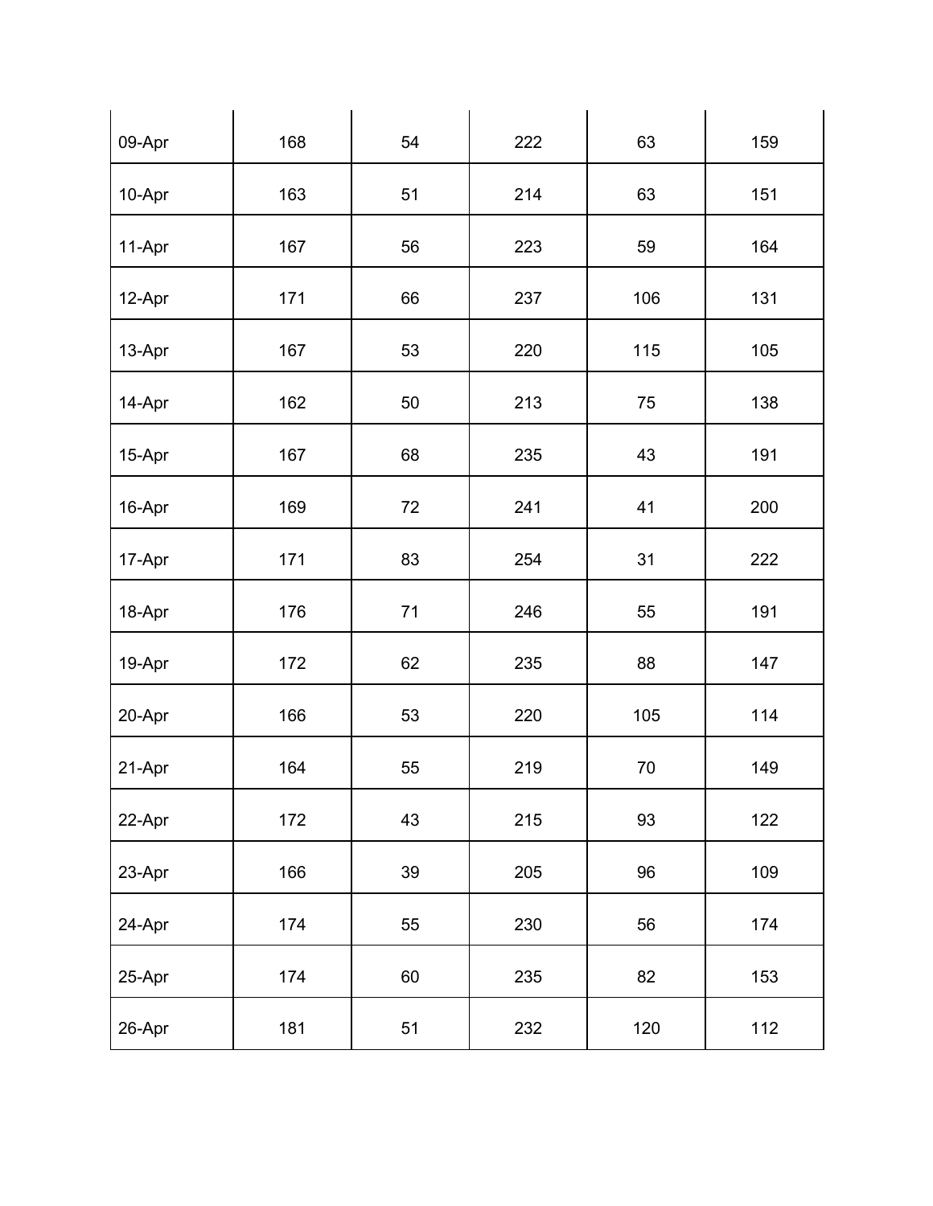| | | | | | |
|---|---|---|---|---|---|
| 09-Apr | 168 | 54 | 222 | 63 | 159 |
| 10-Apr | 163 | 51 | 214 | 63 | 151 |
| 11-Apr | 167 | 56 | 223 | 59 | 164 |
| 12-Apr | 171 | 66 | 237 | 106 | 131 |
| 13-Apr | 167 | 53 | 220 | 115 | 105 |
| 14-Apr | 162 | 50 | 213 | 75 | 138 |
| 15-Apr | 167 | 68 | 235 | 43 | 191 |
| 16-Apr | 169 | 72 | 241 | 41 | 200 |
| 17-Apr | 171 | 83 | 254 | 31 | 222 |
| 18-Apr | 176 | 71 | 246 | 55 | 191 |
| 19-Apr | 172 | 62 | 235 | 88 | 147 |
| 20-Apr | 166 | 53 | 220 | 105 | 114 |
| 21-Apr | 164 | 55 | 219 | 70 | 149 |
| 22-Apr | 172 | 43 | 215 | 93 | 122 |
| 23-Apr | 166 | 39 | 205 | 96 | 109 |
| 24-Apr | 174 | 55 | 230 | 56 | 174 |
| 25-Apr | 174 | 60 | 235 | 82 | 153 |
| 26-Apr | 181 | 51 | 232 | 120 | 112 |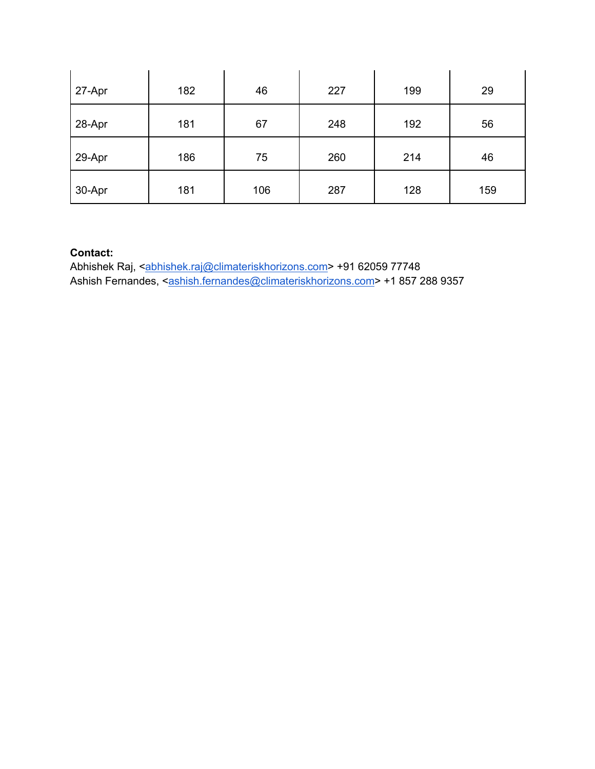| | | | | | |
|---|---|---|---|---|---|
| 27-Apr | 182 | 46 | 227 | 199 | 29 |
| 28-Apr | 181 | 67 | 248 | 192 | 56 |
| 29-Apr | 186 | 75 | 260 | 214 | 46 |
| 30-Apr | 181 | 106 | 287 | 128 | 159 |

**Contact:**
Abhishek Raj, <abhishek.raj@climateriskhorizons.com> +91 62059 77748
Ashish Fernandes, <ashish.fernandes@climateriskhorizons.com> +1 857 288 9357